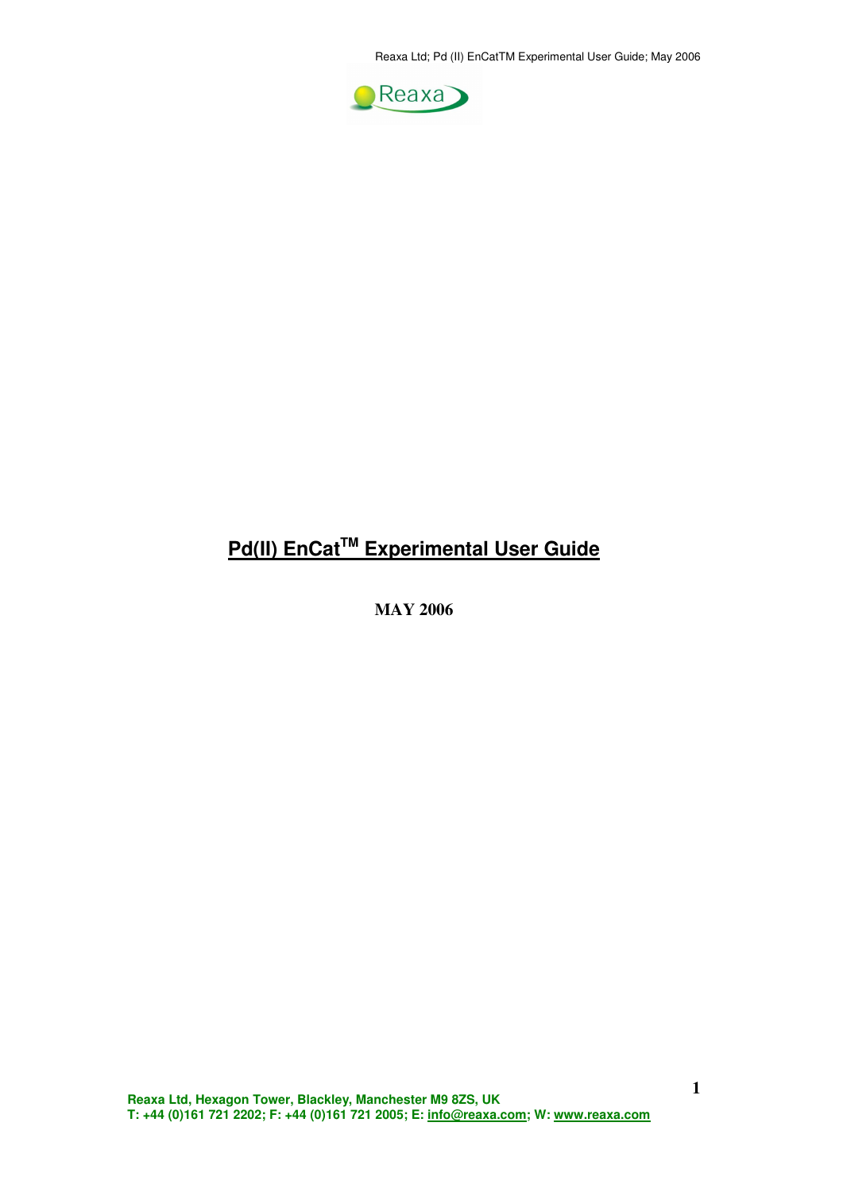# Pd(II) EnCat$^{TM}$ Experimental User Guide

**MAY 2006**

**Reaxa Ltd, Hexagon Tower, Blackley, Manchester M9 8ZS, UK**
**T: +44 (0)161 721 2202; F: +44 (0)161 721 2005; E: info@reaxa.com; W: www.reaxa.com**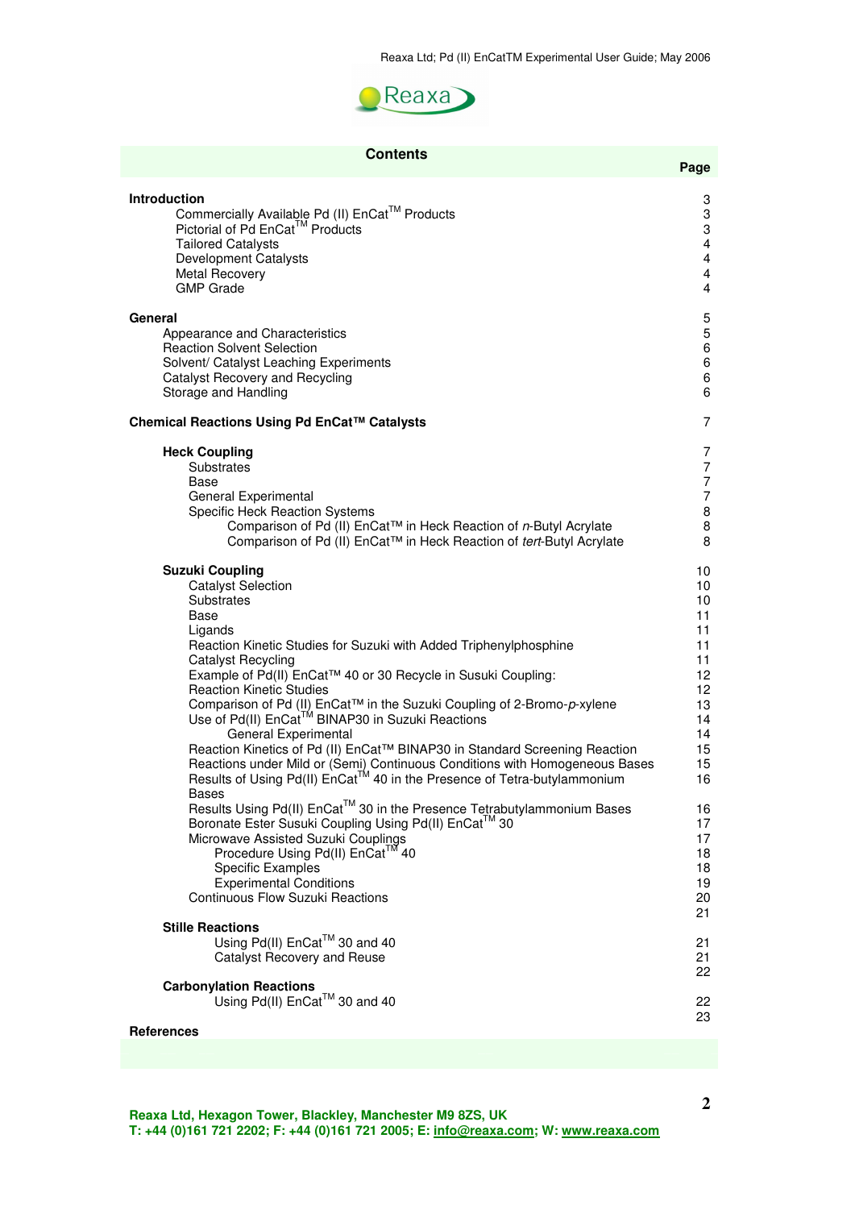## Contents

| | Page |
|---|---|
| **Introduction** | 3 |
| Commercially Available Pd (II) EnCat™ Products | 3 |
| Pictorial of Pd EnCat™ Products | 3 |
| Tailored Catalysts | 4 |
| Development Catalysts | 4 |
| Metal Recovery | 4 |
| GMP Grade | 4 |
| **General** | 5 |
| Appearance and Characteristics | 5 |
| Reaction Solvent Selection | 6 |
| Solvent/ Catalyst Leaching Experiments | 6 |
| Catalyst Recovery and Recycling | 6 |
| Storage and Handling | 6 |
| **Chemical Reactions Using Pd EnCat™ Catalysts** | 7 |
| **Heck Coupling** | 7 |
| Substrates | 7 |
| Base | 7 |
| General Experimental | 7 |
| Specific Heck Reaction Systems | 8 |
| Comparison of Pd (II) EnCat™ in Heck Reaction of *n*-Butyl Acrylate | 8 |
| Comparison of Pd (II) EnCat™ in Heck Reaction of *tert*-Butyl Acrylate | 8 |
| **Suzuki Coupling** | 10 |
| Catalyst Selection | 10 |
| Substrates | 10 |
| Base | 11 |
| Ligands | 11 |
| Reaction Kinetic Studies for Suzuki with Added Triphenylphosphine | 11 |
| Catalyst Recycling | 11 |
| Example of Pd(II) EnCat™ 40 or 30 Recycle in Susuki Coupling: | 12 |
| Reaction Kinetic Studies | 12 |
| Comparison of Pd (II) EnCat™ in the Suzuki Coupling of 2-Bromo-*p*-xylene | 13 |
| Use of Pd(II) EnCat™ BINAP30 in Suzuki Reactions | 14 |
| General Experimental | 14 |
| Reaction Kinetics of Pd (II) EnCat™ BINAP30 in Standard Screening Reaction | 15 |
| Reactions under Mild or (Semi) Continuous Conditions with Homogeneous Bases | 15 |
| Results of Using Pd(II) EnCat™ 40 in the Presence of Tetra-butylammonium Bases | 16 |
| Results Using Pd(II) EnCat™ 30 in the Presence Tetrabutylammonium Bases | 16 |
| Boronate Ester Susuki Coupling Using Pd(II) EnCat™ 30 | 17 |
| Microwave Assisted Suzuki Couplings | 17 |
| Procedure Using Pd(II) EnCat™ 40 | 18 |
| Specific Examples | 18 |
| Experimental Conditions | 19 |
| Continuous Flow Suzuki Reactions | 20 |
| | 21 |
| **Stille Reactions** | |
| Using Pd(II) EnCat™ 30 and 40 | 21 |
| Catalyst Recovery and Reuse | 21 |
| | 22 |
| **Carbonylation Reactions** | |
| Using Pd(II) EnCat™ 30 and 40 | 22 |
| | 23 |
| **References** | |

**Reaxa Ltd, Hexagon Tower, Blackley, Manchester M9 8ZS, UK**
**T: +44 (0)161 721 2202; F: +44 (0)161 721 2005; E: info@reaxa.com; W: www.reaxa.com**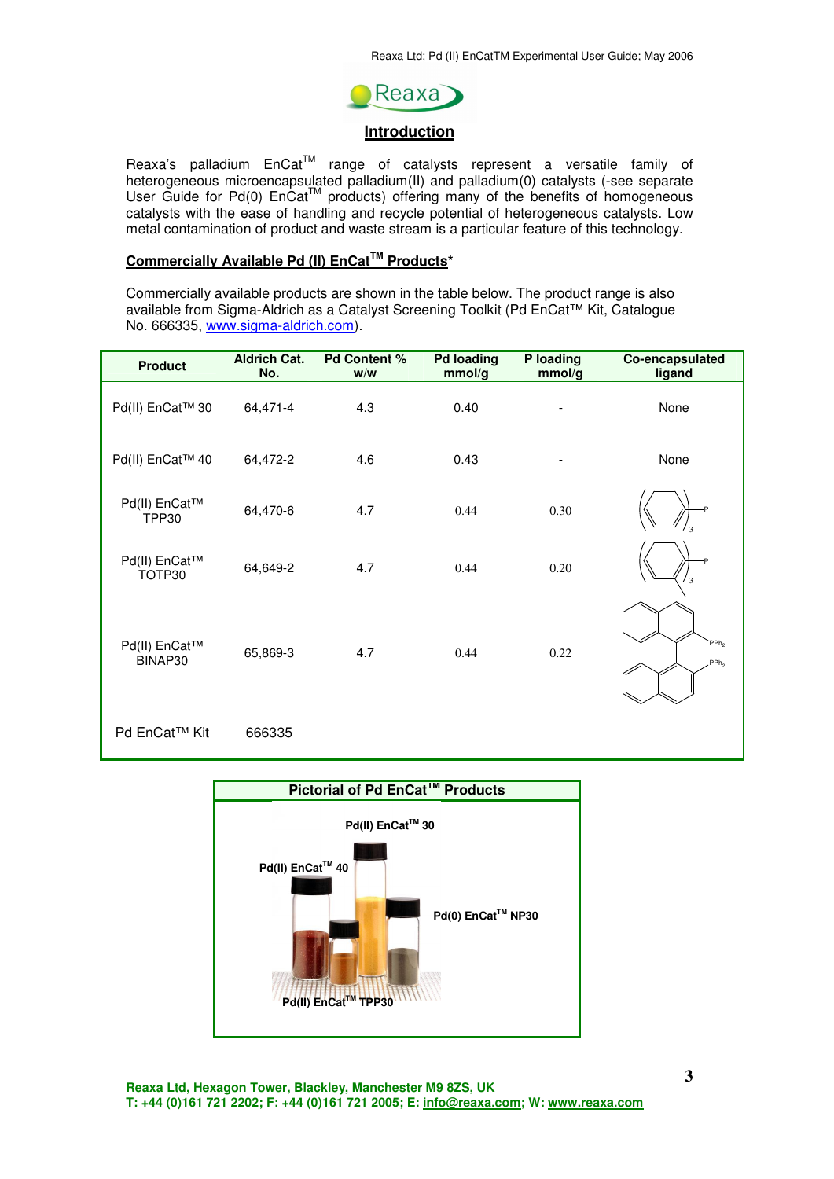## Introduction

Reaxa's palladium EnCat™ range of catalysts represent a versatile family of heterogeneous microencapsulated palladium(II) and palladium(0) catalysts (-see separate User Guide for Pd(0) EnCat™ products) offering many of the benefits of homogeneous catalysts with the ease of handling and recycle potential of heterogeneous catalysts. Low metal contamination of product and waste stream is a particular feature of this technology.

### Commercially Available Pd (II) EnCat™ Products*

Commercially available products are shown in the table below. The product range is also available from Sigma-Aldrich as a Catalyst Screening Toolkit (Pd EnCat™ Kit, Catalogue No. 666335, www.sigma-aldrich.com).

| Product | Aldrich Cat. No. | Pd Content % w/w | Pd loading mmol/g | P loading mmol/g | Co-encapsulated ligand |
|---|---|---|---|---|---|
| Pd(II) EnCat™ 30 | 64,471-4 | 4.3 | 0.40 | - | None |
| Pd(II) EnCat™ 40 | 64,472-2 | 4.6 | 0.43 | - | None |
| Pd(II) EnCat™ TPP30 | 64,470-6 | 4.7 | 0.44 | 0.30 | $(C_6H_5)_3P$ |
| Pd(II) EnCat™ TOTP30 | 64,649-2 | 4.7 | 0.44 | 0.20 | $(o\text{-tolyl})_3P$ |
| Pd(II) EnCat™ BINAP30 | 65,869-3 | 4.7 | 0.44 | 0.22 | BINAP ($PPh_2$ / $PPh_2$) |
| Pd EnCat™ Kit | 666335 | | | | |

### Pictorial of Pd EnCat™ Products

Pd(II) EnCat™ 30

Pd(II) EnCat™ 40

Pd(0) EnCat™ NP30

Pd(II) EnCat™ TPP30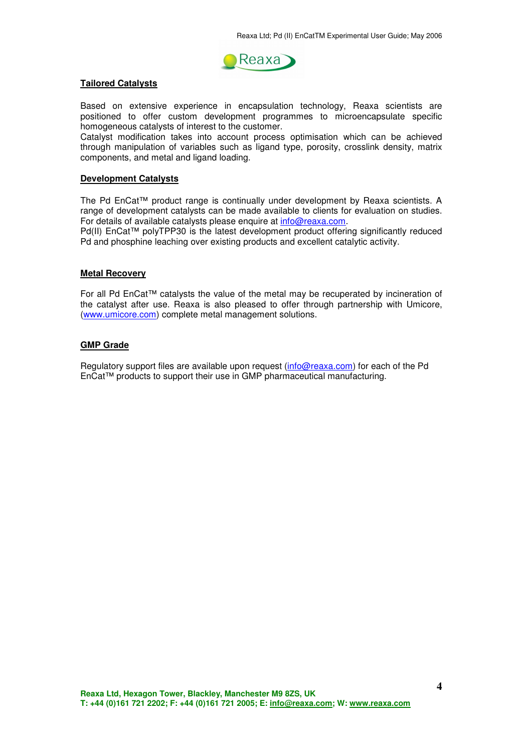## Tailored Catalysts

Based on extensive experience in encapsulation technology, Reaxa scientists are positioned to offer custom development programmes to microencapsulate specific homogeneous catalysts of interest to the customer.
Catalyst modification takes into account process optimisation which can be achieved through manipulation of variables such as ligand type, porosity, crosslink density, matrix components, and metal and ligand loading.

## Development Catalysts

The Pd EnCat™ product range is continually under development by Reaxa scientists. A range of development catalysts can be made available to clients for evaluation on studies. For details of available catalysts please enquire at info@reaxa.com.
Pd(II) EnCat™ polyTPP30 is the latest development product offering significantly reduced Pd and phosphine leaching over existing products and excellent catalytic activity.

## Metal Recovery

For all Pd EnCat™ catalysts the value of the metal may be recuperated by incineration of the catalyst after use. Reaxa is also pleased to offer through partnership with Umicore, (www.umicore.com) complete metal management solutions.

## GMP Grade

Regulatory support files are available upon request (info@reaxa.com) for each of the Pd EnCat™ products to support their use in GMP pharmaceutical manufacturing.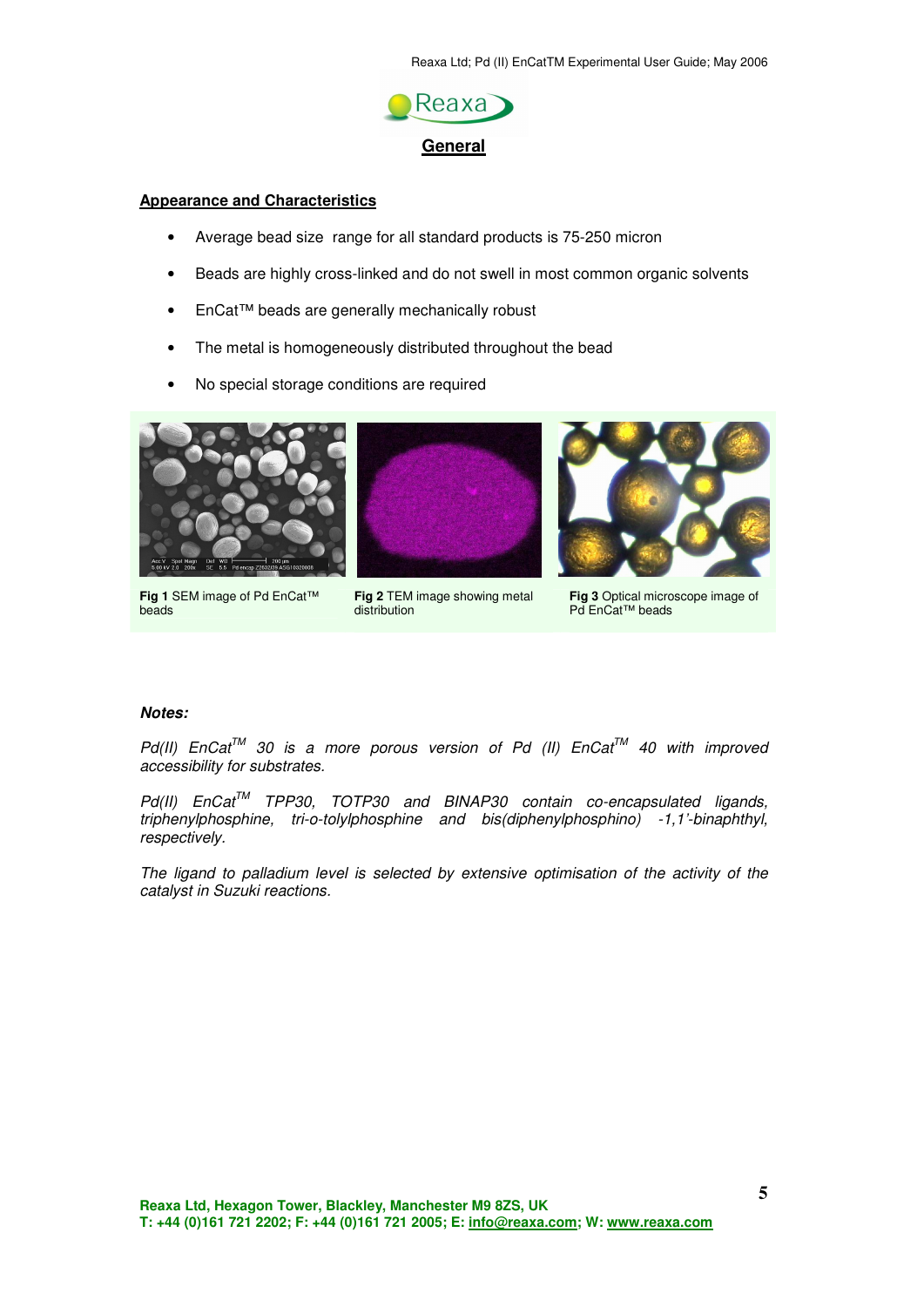# General

## Appearance and Characteristics

- Average bead size range for all standard products is 75-250 micron
- Beads are highly cross-linked and do not swell in most common organic solvents
- EnCat™ beads are generally mechanically robust
- The metal is homogeneously distributed throughout the bead
- No special storage conditions are required

**Fig 1** SEM image of Pd EnCat™ beads

**Fig 2** TEM image showing metal distribution

**Fig 3** Optical microscope image of Pd EnCat™ beads

***Notes:***

*Pd(II) EnCat™ 30 is a more porous version of Pd (II) EnCat™ 40 with improved accessibility for substrates.*

*Pd(II) EnCat™ TPP30, TOTP30 and BINAP30 contain co-encapsulated ligands, triphenylphosphine, tri-o-tolylphosphine and bis(diphenylphosphino) -1,1'-binaphthyl, respectively.*

*The ligand to palladium level is selected by extensive optimisation of the activity of the catalyst in Suzuki reactions.*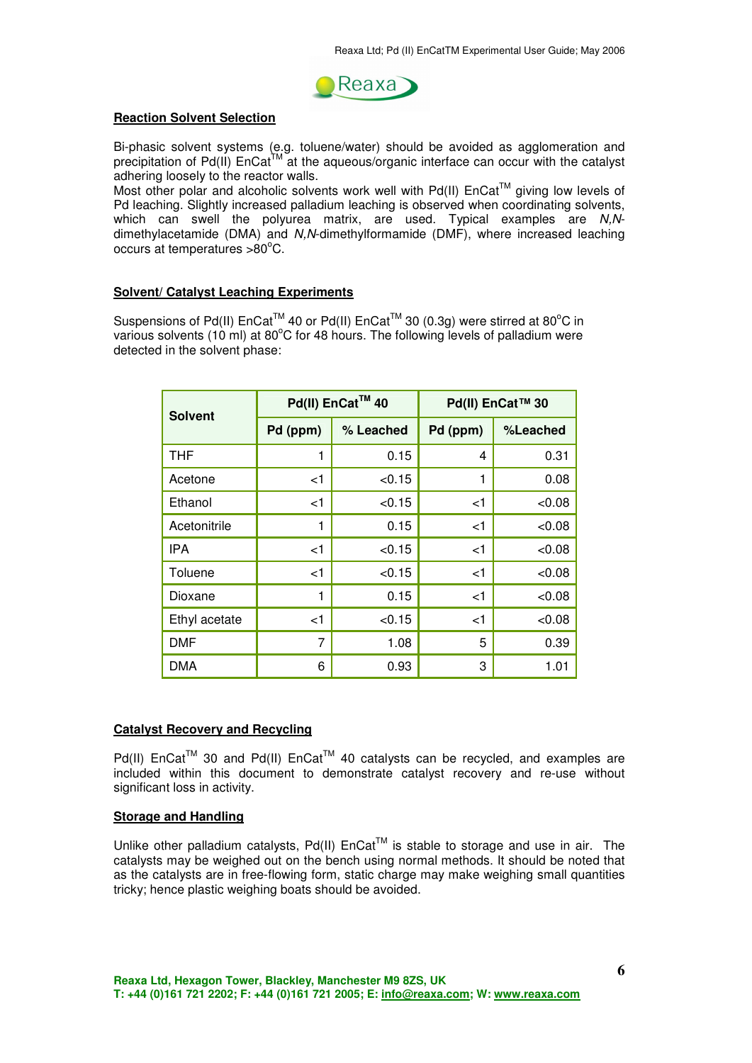## Reaction Solvent Selection

Bi-phasic solvent systems (e.g. toluene/water) should be avoided as agglomeration and precipitation of Pd(II) EnCat™ at the aqueous/organic interface can occur with the catalyst adhering loosely to the reactor walls.
Most other polar and alcoholic solvents work well with Pd(II) EnCat™ giving low levels of Pd leaching. Slightly increased palladium leaching is observed when coordinating solvents, which can swell the polyurea matrix, are used. Typical examples are *N,N*-dimethylacetamide (DMA) and *N,N*-dimethylformamide (DMF), where increased leaching occurs at temperatures >80°C.

## Solvent/ Catalyst Leaching Experiments

Suspensions of Pd(II) EnCat™ 40 or Pd(II) EnCat™ 30 (0.3g) were stirred at 80°C in various solvents (10 ml) at 80°C for 48 hours. The following levels of palladium were detected in the solvent phase:

| Solvent | Pd(II) EnCat™ 40 | | Pd(II) EnCat™ 30 | |
|---|---|---|---|---|
| | Pd (ppm) | % Leached | Pd (ppm) | %Leached |
| THF | 1 | 0.15 | 4 | 0.31 |
| Acetone | <1 | <0.15 | 1 | 0.08 |
| Ethanol | <1 | <0.15 | <1 | <0.08 |
| Acetonitrile | 1 | 0.15 | <1 | <0.08 |
| IPA | <1 | <0.15 | <1 | <0.08 |
| Toluene | <1 | <0.15 | <1 | <0.08 |
| Dioxane | 1 | 0.15 | <1 | <0.08 |
| Ethyl acetate | <1 | <0.15 | <1 | <0.08 |
| DMF | 7 | 1.08 | 5 | 0.39 |
| DMA | 6 | 0.93 | 3 | 1.01 |

## Catalyst Recovery and Recycling

Pd(II) EnCat™ 30 and Pd(II) EnCat™ 40 catalysts can be recycled, and examples are included within this document to demonstrate catalyst recovery and re-use without significant loss in activity.

## Storage and Handling

Unlike other palladium catalysts, Pd(II) EnCat™ is stable to storage and use in air. The catalysts may be weighed out on the bench using normal methods. It should be noted that as the catalysts are in free-flowing form, static charge may make weighing small quantities tricky; hence plastic weighing boats should be avoided.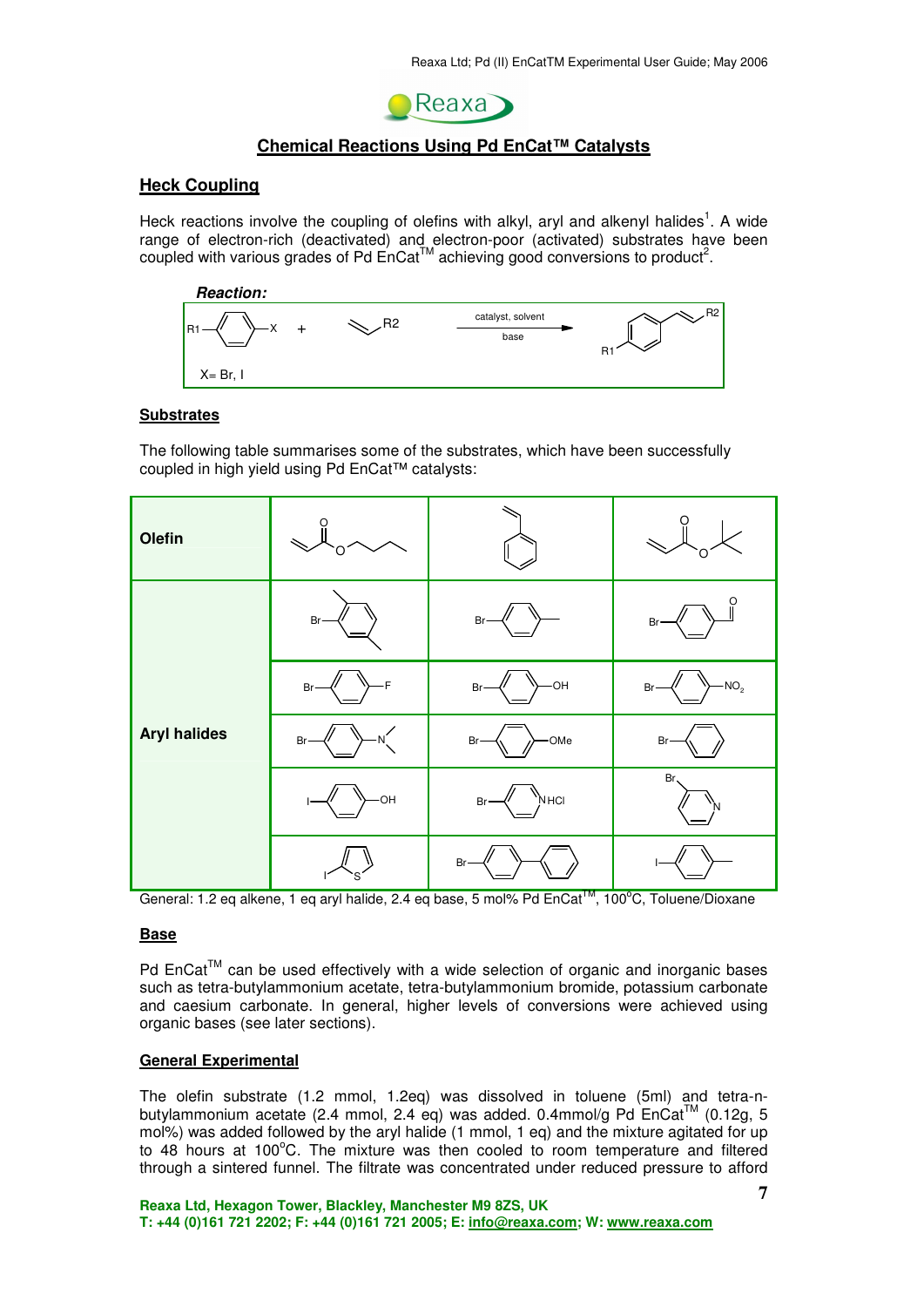## Chemical Reactions Using Pd EnCat™ Catalysts

### Heck Coupling

Heck reactions involve the coupling of olefins with alkyl, aryl and alkenyl halides[1]. A wide range of electron-rich (deactivated) and electron-poor (activated) substrates have been coupled with various grades of Pd EnCat™ achieving good conversions to product[2].

***Reaction:***

R1–C₆H₄–X + CH₂=CH–R2 → (catalyst, solvent / base) → R1–C₆H₄–CH=CH–R2

X= Br, I

### Substrates

The following table summarises some of the substrates, which have been successfully coupled in high yield using Pd EnCat™ catalysts:

| | | | |
|---|---|---|---|
| **Olefin** | butyl acrylate | styrene | tert-butyl acrylate |
| **Aryl halides** | 2-bromo-1,4-dimethylbenzene | 4-bromotoluene | 4-bromobenzaldehyde |
| | 1-bromo-4-fluorobenzene | 4-bromophenol | 1-bromo-4-nitrobenzene ($Br-C_6H_4-NO_2$) |
| | 4-bromo-N,N-dimethylaniline | 4-bromoanisole (Br–C₆H₄–OMe) | bromobenzene |
| | 4-iodophenol | 4-bromopyridine HCl | 3-bromopyridine |
| | 2-iodothiophene | 4-bromobiphenyl | 4-iodotoluene |

General: 1.2 eq alkene, 1 eq aryl halide, 2.4 eq base, 5 mol% Pd EnCat™, 100°C, Toluene/Dioxane

### Base

Pd EnCat™ can be used effectively with a wide selection of organic and inorganic bases such as tetra-butylammonium acetate, tetra-butylammonium bromide, potassium carbonate and caesium carbonate. In general, higher levels of conversions were achieved using organic bases (see later sections).

### General Experimental

The olefin substrate (1.2 mmol, 1.2eq) was dissolved in toluene (5ml) and tetra-n-butylammonium acetate (2.4 mmol, 2.4 eq) was added. 0.4mmol/g Pd EnCat™ (0.12g, 5 mol%) was added followed by the aryl halide (1 mmol, 1 eq) and the mixture agitated for up to 48 hours at 100°C. The mixture was then cooled to room temperature and filtered through a sintered funnel. The filtrate was concentrated under reduced pressure to afford

**Reaxa Ltd, Hexagon Tower, Blackley, Manchester M9 8ZS, UK**
**T: +44 (0)161 721 2202; F: +44 (0)161 721 2005; E: info@reaxa.com; W: www.reaxa.com**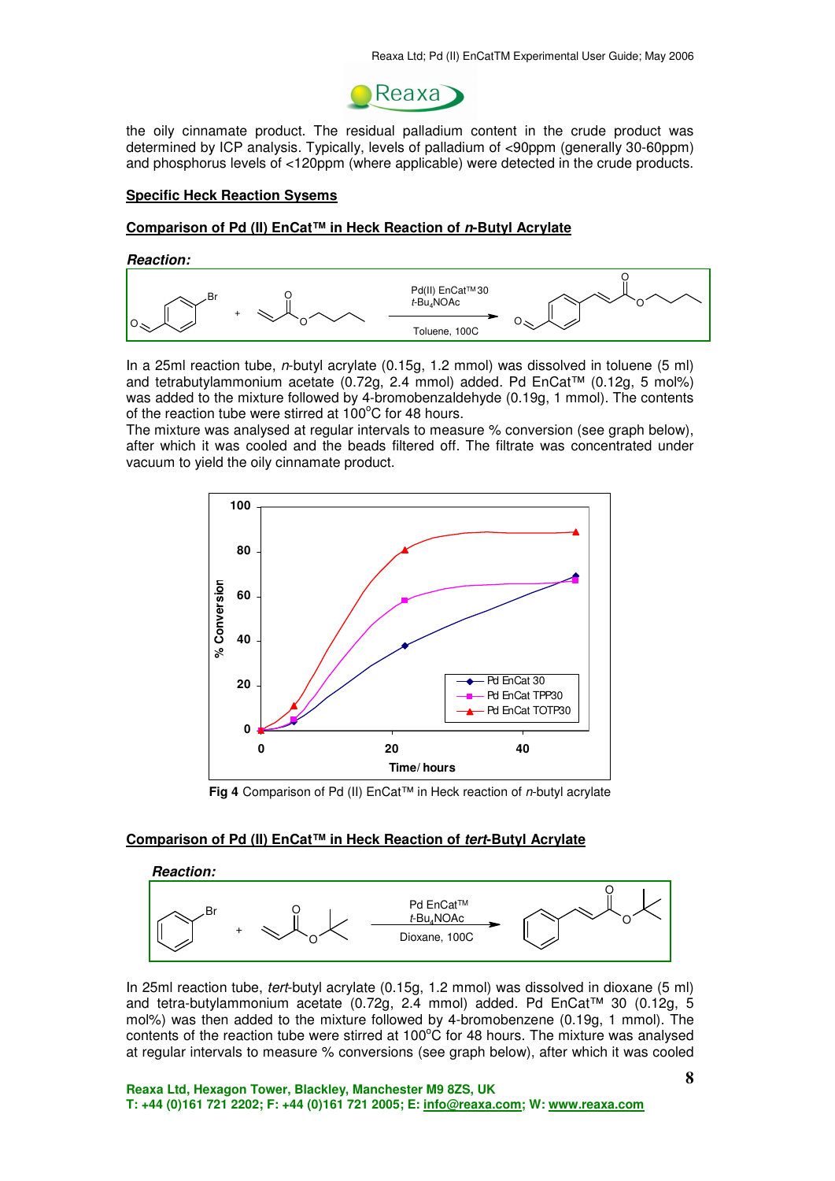the oily cinnamate product. The residual palladium content in the crude product was determined by ICP analysis. Typically, levels of palladium of <90ppm (generally 30-60ppm) and phosphorus levels of <120ppm (where applicable) were detected in the crude products.

## Specific Heck Reaction Sysems

### Comparison of Pd (II) EnCat™ in Heck Reaction of *n*-Butyl Acrylate

***Reaction:***

Pd(II) EnCat™ 30, $t$-$Bu_4NOAc$, Toluene, 100C

In a 25ml reaction tube, *n*-butyl acrylate (0.15g, 1.2 mmol) was dissolved in toluene (5 ml) and tetrabutylammonium acetate (0.72g, 2.4 mmol) added. Pd EnCat™ (0.12g, 5 mol%) was added to the mixture followed by 4-bromobenzaldehyde (0.19g, 1 mmol). The contents of the reaction tube were stirred at 100°C for 48 hours.

The mixture was analysed at regular intervals to measure % conversion (see graph below), after which it was cooled and the beads filtered off. The filtrate was concentrated under vacuum to yield the oily cinnamate product.

**Fig 4** Comparison of Pd (II) EnCat™ in Heck reaction of *n*-butyl acrylate

### Comparison of Pd (II) EnCat™ in Heck Reaction of *tert*-Butyl Acrylate

***Reaction:***

Pd EnCat™, $t$-$Bu_4NOAc$, Dioxane, 100C

In 25ml reaction tube, *tert*-butyl acrylate (0.15g, 1.2 mmol) was dissolved in dioxane (5 ml) and tetra-butylammonium acetate (0.72g, 2.4 mmol) added. Pd EnCat™ 30 (0.12g, 5 mol%) was then added to the mixture followed by 4-bromobenzene (0.19g, 1 mmol). The contents of the reaction tube were stirred at 100°C for 48 hours. The mixture was analysed at regular intervals to measure % conversions (see graph below), after which it was cooled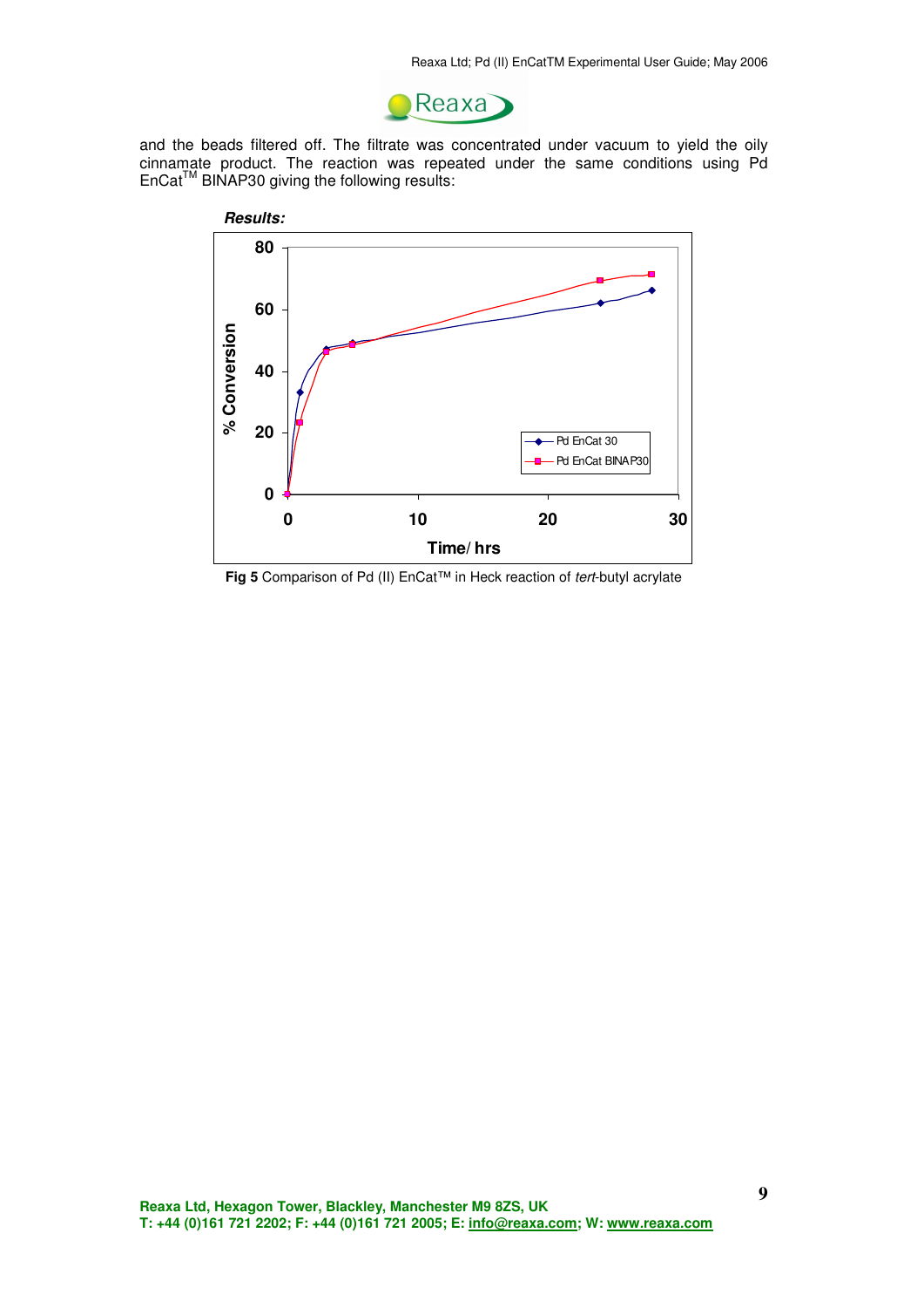and the beads filtered off. The filtrate was concentrated under vacuum to yield the oily cinnamate product. The reaction was repeated under the same conditions using Pd EnCat™ BINAP30 giving the following results:

***Results:***

**Fig 5** Comparison of Pd (II) EnCat™ in Heck reaction of *tert*-butyl acrylate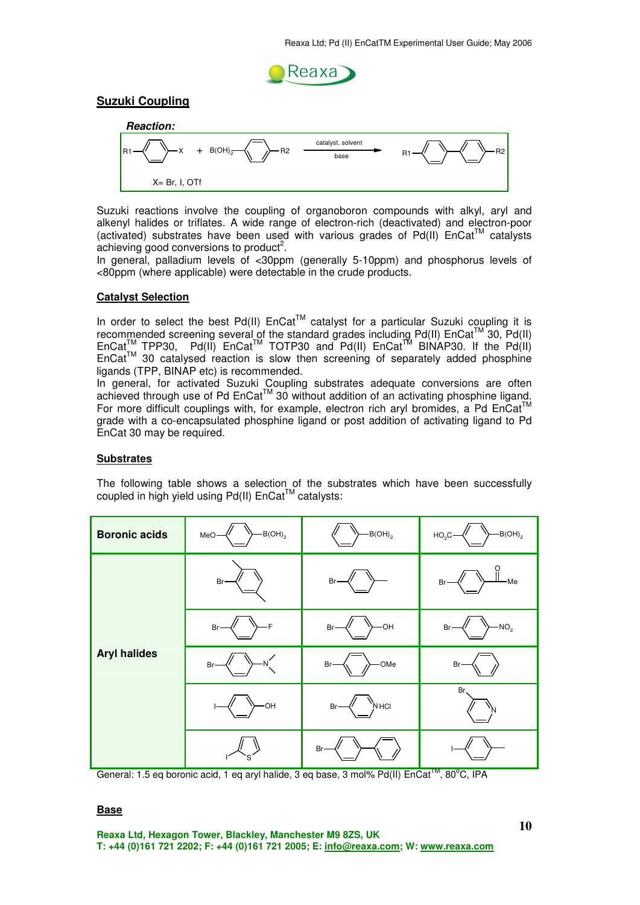## Suzuki Coupling

***Reaction:***

$$R1\text{-}C_6H_4\text{-}X + B(OH)_2\text{-}C_6H_4\text{-}R2 \xrightarrow[\text{base}]{\text{catalyst, solvent}} R1\text{-}C_6H_4\text{-}C_6H_4\text{-}R2$$

X= Br, I, OTf

Suzuki reactions involve the coupling of organoboron compounds with alkyl, aryl and alkenyl halides or triflates. A wide range of electron-rich (deactivated) and electron-poor (activated) substrates have been used with various grades of Pd(II) EnCat™ catalysts achieving good conversions to product[2].
In general, palladium levels of <30ppm (generally 5-10ppm) and phosphorus levels of <80ppm (where applicable) were detectable in the crude products.

### Catalyst Selection

In order to select the best Pd(II) EnCat™ catalyst for a particular Suzuki coupling it is recommended screening several of the standard grades including Pd(II) EnCat™ 30, Pd(II) EnCat™ TPP30, Pd(II) EnCat™ TOTP30 and Pd(II) EnCat™ BINAP30. If the Pd(II) EnCat™ 30 catalysed reaction is slow then screening of separately added phosphine ligands (TPP, BINAP etc) is recommended.
In general, for activated Suzuki Coupling substrates adequate conversions are often achieved through use of Pd EnCat™ 30 without addition of an activating phosphine ligand. For more difficult couplings with, for example, electron rich aryl bromides, a Pd EnCat™ grade with a co-encapsulated phosphine ligand or post addition of activating ligand to Pd EnCat 30 may be required.

### Substrates

The following table shows a selection of the substrates which have been successfully coupled in high yield using Pd(II) EnCat™ catalysts:

| **Boronic acids** | $MeO\text{-}C_6H_4\text{-}B(OH)_2$ | $C_6H_5\text{-}B(OH)_2$ | $HO_2C\text{-}C_6H_4\text{-}B(OH)_2$ |
|---|---|---|---|
| **Aryl halides** | 2-bromo-1,4-dimethylbenzene (Br-xylene) | 4-bromotoluene | 4-bromoacetophenone |
| | 4-bromofluorobenzene | 4-bromophenol | 4-bromonitrobenzene ($Br\text{-}C_6H_4\text{-}NO_2$) |
| | 4-bromo-N,N-dimethylaniline | 4-bromoanisole ($Br\text{-}C_6H_4\text{-}OMe$) | bromobenzene |
| | 4-iodophenol | 4-bromopyridine HCl | 3-bromopyridine |
| | 2-iodothiophene | 4-bromobiphenyl | 4-iodotoluene |

General: 1.5 eq boronic acid, 1 eq aryl halide, 3 eq base, 3 mol% Pd(II) EnCat™, 80°C, IPA

### Base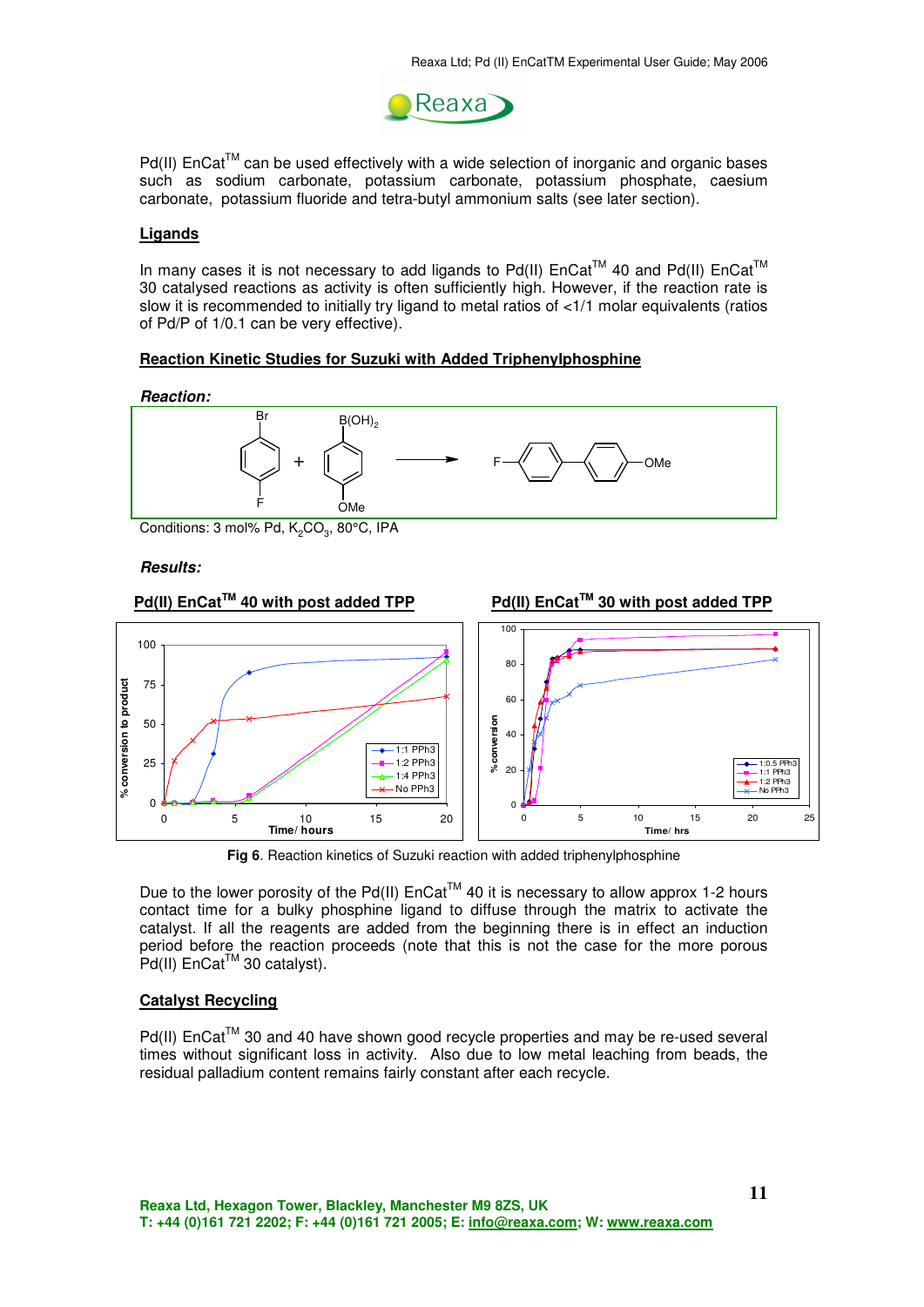Pd(II) EnCat$^{TM}$ can be used effectively with a wide selection of inorganic and organic bases such as sodium carbonate, potassium carbonate, potassium phosphate, caesium carbonate, potassium fluoride and tetra-butyl ammonium salts (see later section).

## Ligands

In many cases it is not necessary to add ligands to Pd(II) EnCat$^{TM}$ 40 and Pd(II) EnCat$^{TM}$ 30 catalysed reactions as activity is often sufficiently high. However, if the reaction rate is slow it is recommended to initially try ligand to metal ratios of <1/1 molar equivalents (ratios of Pd/P of 1/0.1 can be very effective).

## Reaction Kinetic Studies for Suzuki with Added Triphenylphosphine

***Reaction:***

Conditions: 3 mol% Pd, $K_2CO_3$, 80°C, IPA

***Results:***

**Pd(II) EnCat$^{TM}$ 40 with post added TPP** | **Pd(II) EnCat$^{TM}$ 30 with post added TPP**

**Fig 6**. Reaction kinetics of Suzuki reaction with added triphenylphosphine

Due to the lower porosity of the Pd(II) EnCat$^{TM}$ 40 it is necessary to allow approx 1-2 hours contact time for a bulky phosphine ligand to diffuse through the matrix to activate the catalyst. If all the reagents are added from the beginning there is in effect an induction period before the reaction proceeds (note that this is not the case for the more porous Pd(II) EnCat$^{TM}$ 30 catalyst).

## Catalyst Recycling

Pd(II) EnCat$^{TM}$ 30 and 40 have shown good recycle properties and may be re-used several times without significant loss in activity. Also due to low metal leaching from beads, the residual palladium content remains fairly constant after each recycle.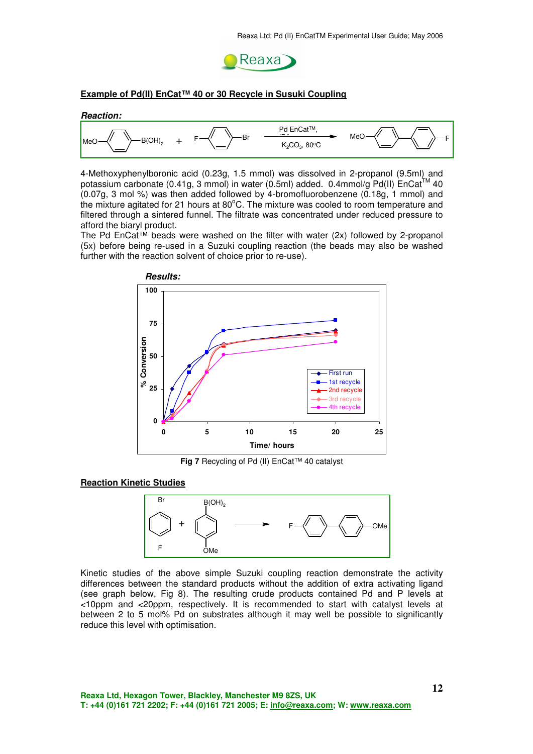## Example of Pd(II) EnCat™ 40 or 30 Recycle in Susuki Coupling

***Reaction:***

MeO–C6H4–B(OH)2 + F–C6H4–Br → (Pd EnCat™, IPA, $K_2CO_3$, 80°C) → MeO–C6H4–C6H4–F

4-Methoxyphenylboronic acid (0.23g, 1.5 mmol) was dissolved in 2-propanol (9.5ml) and potassium carbonate (0.41g, 3 mmol) in water (0.5ml) added. 0.4mmol/g Pd(II) EnCat™ 40 (0.07g, 3 mol %) was then added followed by 4-bromofluorobenzene (0.18g, 1 mmol) and the mixture agitated for 21 hours at 80°C. The mixture was cooled to room temperature and filtered through a sintered funnel. The filtrate was concentrated under reduced pressure to afford the biaryl product.
The Pd EnCat™ beads were washed on the filter with water (2x) followed by 2-propanol (5x) before being re-used in a Suzuki coupling reaction (the beads may also be washed further with the reaction solvent of choice prior to re-use).

***Results:***

**Fig 7** Recycling of Pd (II) EnCat™ 40 catalyst

## Reaction Kinetic Studies

Br–C6H4–F + B(OH)2–C6H4–OMe → F–C6H4–C6H4–OMe

Kinetic studies of the above simple Suzuki coupling reaction demonstrate the activity differences between the standard products without the addition of extra activating ligand (see graph below, Fig 8). The resulting crude products contained Pd and P levels at <10ppm and <20ppm, respectively. It is recommended to start with catalyst levels at between 2 to 5 mol% Pd on substrates although it may well be possible to significantly reduce this level with optimisation.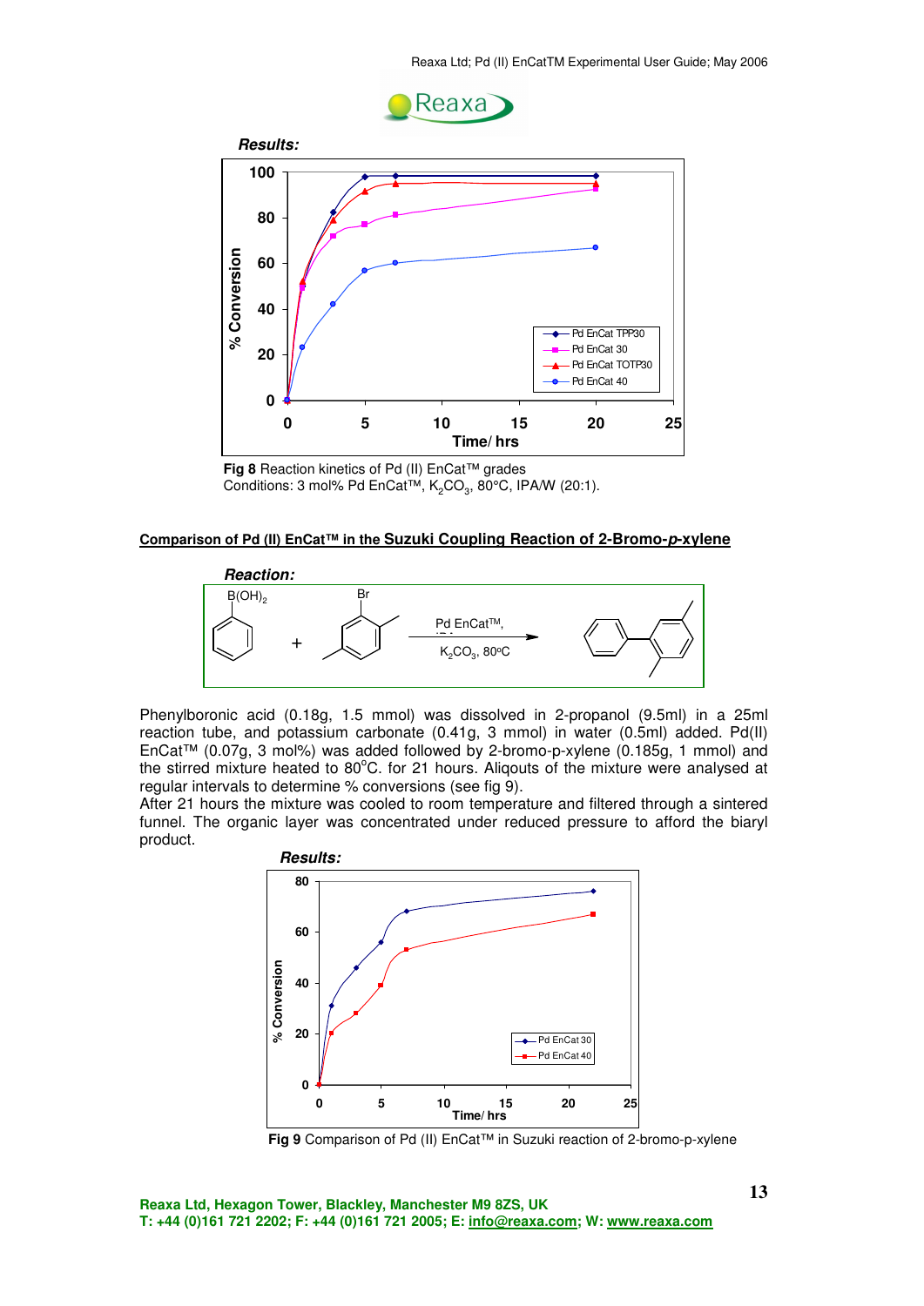**Results:**

Fig 8 Reaction kinetics of Pd (II) EnCat™ grades
Conditions: 3 mol% Pd EnCat™, $K_2CO_3$, 80°C, IPA/W (20:1).

## Comparison of Pd (II) EnCat™ in the Suzuki Coupling Reaction of 2-Bromo-*p*-xylene

**Reaction:**

Phenylboronic acid (0.18g, 1.5 mmol) was dissolved in 2-propanol (9.5ml) in a 25ml reaction tube, and potassium carbonate (0.41g, 3 mmol) in water (0.5ml) added. Pd(II) EnCat™ (0.07g, 3 mol%) was added followed by 2-bromo-p-xylene (0.185g, 1 mmol) and the stirred mixture heated to 80°C. for 21 hours. Aliqouts of the mixture were analysed at regular intervals to determine % conversions (see fig 9).
After 21 hours the mixture was cooled to room temperature and filtered through a sintered funnel. The organic layer was concentrated under reduced pressure to afford the biaryl product.

**Results:**

Fig 9 Comparison of Pd (II) EnCat™ in Suzuki reaction of 2-bromo-p-xylene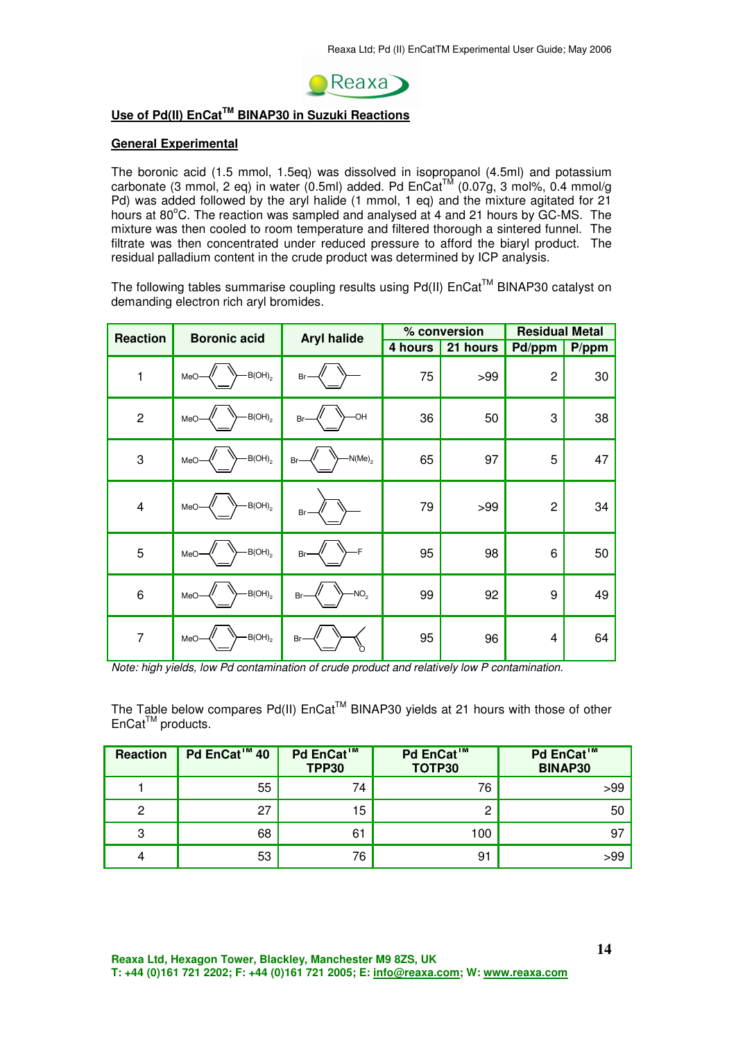## Use of Pd(II) EnCat™ BINAP30 in Suzuki Reactions

### General Experimental

The boronic acid (1.5 mmol, 1.5eq) was dissolved in isopropanol (4.5ml) and potassium carbonate (3 mmol, 2 eq) in water (0.5ml) added. Pd EnCat™ (0.07g, 3 mol%, 0.4 mmol/g Pd) was added followed by the aryl halide (1 mmol, 1 eq) and the mixture agitated for 21 hours at 80°C. The reaction was sampled and analysed at 4 and 21 hours by GC-MS. The mixture was then cooled to room temperature and filtered thorough a sintered funnel. The filtrate was then concentrated under reduced pressure to afford the biaryl product. The residual palladium content in the crude product was determined by ICP analysis.

The following tables summarise coupling results using Pd(II) EnCat™ BINAP30 catalyst on demanding electron rich aryl bromides.

| Reaction | Boronic acid | Aryl halide | % conversion | | Residual Metal | |
|---|---|---|---|---|---|---|
| | | | 4 hours | 21 hours | Pd/ppm | P/ppm |
| 1 | MeO–C₆H₄–B(OH)₂ | Br–C₆H₄–CH₃ | 75 | >99 | 2 | 30 |
| 2 | MeO–C₆H₄–B(OH)₂ | Br–C₆H₄–OH | 36 | 50 | 3 | 38 |
| 3 | MeO–C₆H₄–B(OH)₂ | Br–C₆H₄–N(Me)₂ | 65 | 97 | 5 | 47 |
| 4 | MeO–C₆H₄–B(OH)₂ | Br–C₆H₃(CH₃)–CH₃ | 79 | >99 | 2 | 34 |
| 5 | MeO–C₆H₄–B(OH)₂ | Br–C₆H₄–F | 95 | 98 | 6 | 50 |
| 6 | MeO–C₆H₄–B(OH)₂ | Br–C₆H₄–NO₂ | 99 | 92 | 9 | 49 |
| 7 | MeO–C₆H₄–B(OH)₂ | Br–C₆H₄–C(O)CH₃ | 95 | 96 | 4 | 64 |

*Note: high yields, low Pd contamination of crude product and relatively low P contamination.*

The Table below compares Pd(II) EnCat™ BINAP30 yields at 21 hours with those of other EnCat™ products.

| Reaction | Pd EnCat™ 40 | Pd EnCat™ TPP30 | Pd EnCat™ TOTP30 | Pd EnCat™ BINAP30 |
|---|---|---|---|---|
| 1 | 55 | 74 | 76 | >99 |
| 2 | 27 | 15 | 2 | 50 |
| 3 | 68 | 61 | 100 | 97 |
| 4 | 53 | 76 | 91 | >99 |

**Reaxa Ltd, Hexagon Tower, Blackley, Manchester M9 8ZS, UK**
**T: +44 (0)161 721 2202; F: +44 (0)161 721 2005; E: info@reaxa.com; W: www.reaxa.com**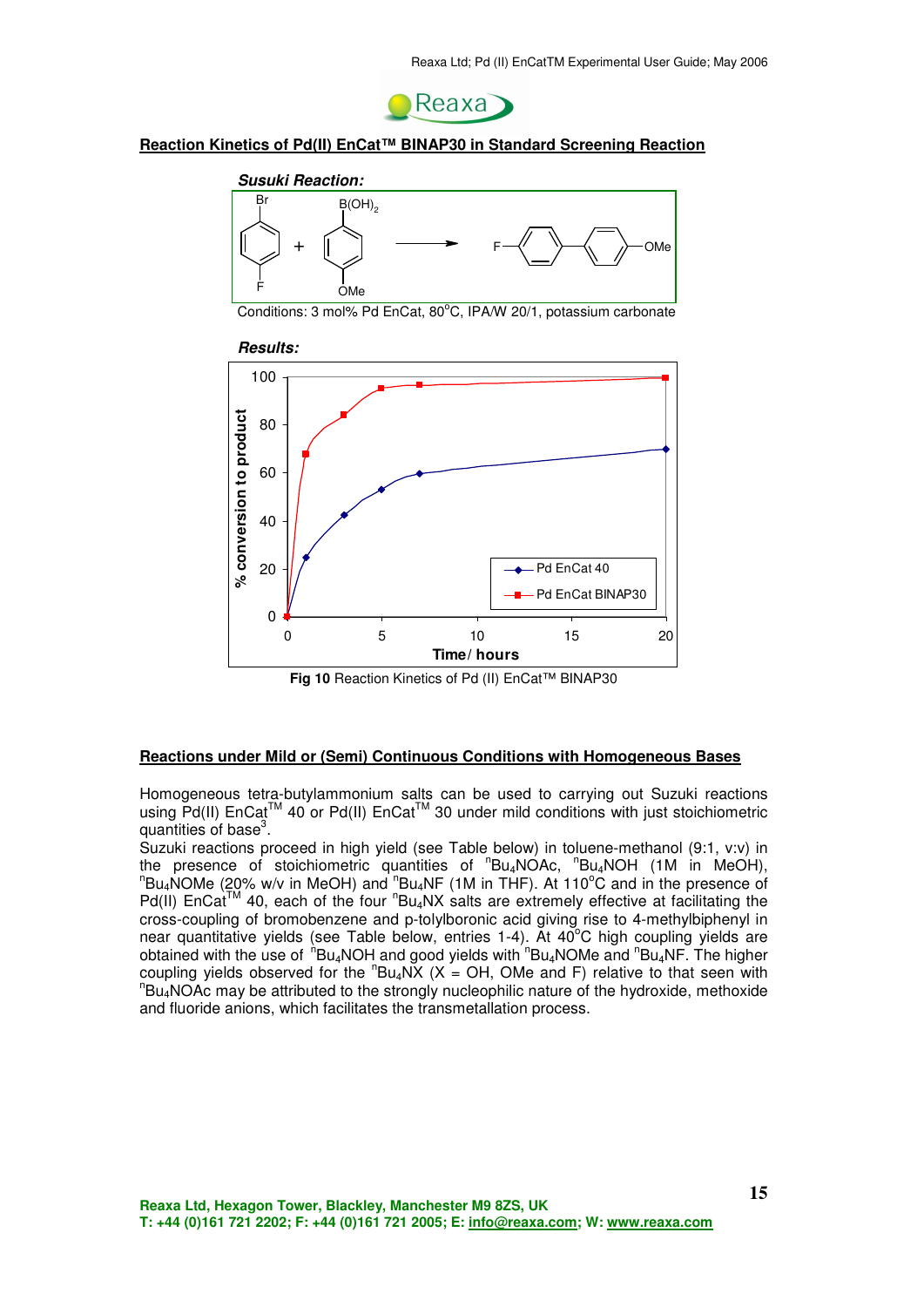## Reaction Kinetics of Pd(II) EnCat™ BINAP30 in Standard Screening Reaction

***Susuki Reaction:***

Conditions: 3 mol% Pd EnCat, 80°C, IPA/W 20/1, potassium carbonate

***Results:***

**Fig 10** Reaction Kinetics of Pd (II) EnCat™ BINAP30

## Reactions under Mild or (Semi) Continuous Conditions with Homogeneous Bases

Homogeneous tetra-butylammonium salts can be used to carrying out Suzuki reactions using Pd(II) EnCat™ 40 or Pd(II) EnCat™ 30 under mild conditions with just stoichiometric quantities of base[3].

Suzuki reactions proceed in high yield (see Table below) in toluene-methanol (9:1, v:v) in the presence of stoichiometric quantities of $^{n}Bu_4NOAc$, $^{n}Bu_4NOH$ (1M in MeOH), $^{n}Bu_4NOMe$ (20% w/v in MeOH) and $^{n}Bu_4NF$ (1M in THF). At 110°C and in the presence of Pd(II) EnCat™ 40, each of the four $^{n}Bu_4NX$ salts are extremely effective at facilitating the cross-coupling of bromobenzene and p-tolylboronic acid giving rise to 4-methylbiphenyl in near quantitative yields (see Table below, entries 1-4). At 40°C high coupling yields are obtained with the use of $^{n}Bu_4NOH$ and good yields with $^{n}Bu_4NOMe$ and $^{n}Bu_4NF$. The higher coupling yields observed for the $^{n}Bu_4NX$ (X = OH, OMe and F) relative to that seen with $^{n}Bu_4NOAc$ may be attributed to the strongly nucleophilic nature of the hydroxide, methoxide and fluoride anions, which facilitates the transmetallation process.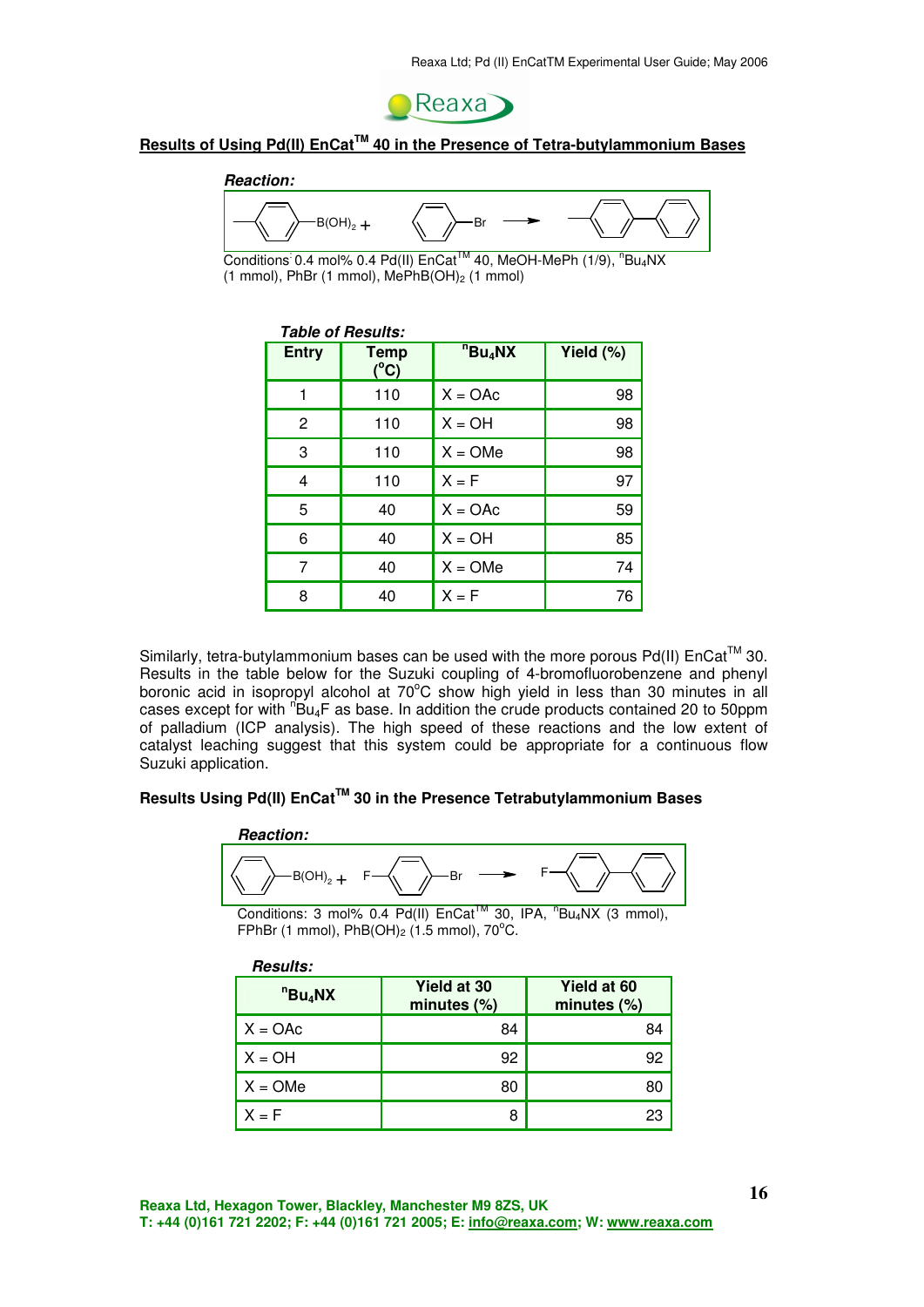## Results of Using Pd(II) EnCat™ 40 in the Presence of Tetra-butylammonium Bases

***Reaction:***

$$\text{MeC}_6\text{H}_4\text{B(OH)}_2 + \text{PhBr} \longrightarrow \text{MeC}_6\text{H}_4\text{-Ph}$$

Conditions: 0.4 mol% 0.4 Pd(II) EnCat™ 40, MeOH-MePh (1/9), $^n$Bu$_4$NX (1 mmol), PhBr (1 mmol), MePhB(OH)$_2$ (1 mmol)

***Table of Results:***

| Entry | Temp (°C) | $^n$Bu$_4$NX | Yield (%) |
|---|---|---|---|
| 1 | 110 | X = OAc | 98 |
| 2 | 110 | X = OH | 98 |
| 3 | 110 | X = OMe | 98 |
| 4 | 110 | X = F | 97 |
| 5 | 40 | X = OAc | 59 |
| 6 | 40 | X = OH | 85 |
| 7 | 40 | X = OMe | 74 |
| 8 | 40 | X = F | 76 |

Similarly, tetra-butylammonium bases can be used with the more porous Pd(II) EnCat™ 30. Results in the table below for the Suzuki coupling of 4-bromofluorobenzene and phenyl boronic acid in isopropyl alcohol at 70°C show high yield in less than 30 minutes in all cases except for with $^n$Bu$_4$F as base. In addition the crude products contained 20 to 50ppm of palladium (ICP analysis). The high speed of these reactions and the low extent of catalyst leaching suggest that this system could be appropriate for a continuous flow Suzuki application.

### Results Using Pd(II) EnCat™ 30 in the Presence Tetrabutylammonium Bases

***Reaction:***

$$\text{PhB(OH)}_2 + \text{F-C}_6\text{H}_4\text{-Br} \longrightarrow \text{F-C}_6\text{H}_4\text{-Ph}$$

Conditions: 3 mol% 0.4 Pd(II) EnCat™ 30, IPA, $^n$Bu$_4$NX (3 mmol), FPhBr (1 mmol), PhB(OH)$_2$ (1.5 mmol), 70°C.

***Results:***

| $^n$Bu$_4$NX | Yield at 30 minutes (%) | Yield at 60 minutes (%) |
|---|---|---|
| X = OAc | 84 | 84 |
| X = OH | 92 | 92 |
| X = OMe | 80 | 80 |
| X = F | 8 | 23 |

**Reaxa Ltd, Hexagon Tower, Blackley, Manchester M9 8ZS, UK**
**T: +44 (0)161 721 2202; F: +44 (0)161 721 2005; E: info@reaxa.com; W: www.reaxa.com**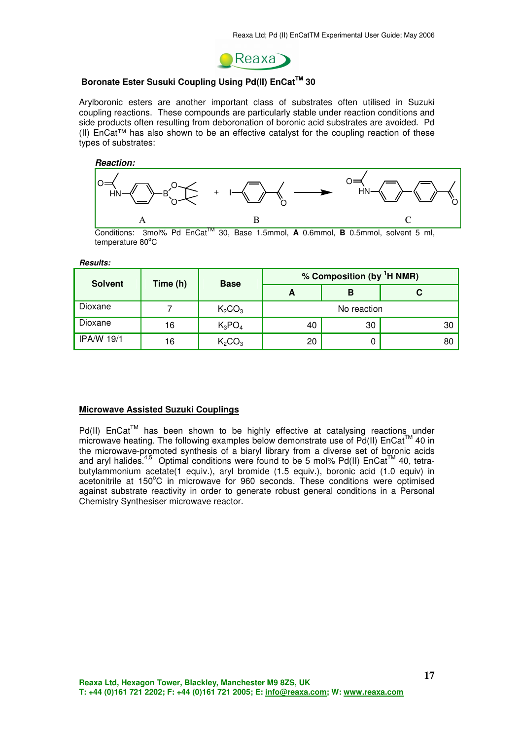## Boronate Ester Susuki Coupling Using Pd(II) EnCat™ 30

Arylboronic esters are another important class of substrates often utilised in Suzuki coupling reactions. These compounds are particularly stable under reaction conditions and side products often resulting from deboronation of boronic acid substrates are avoided. Pd (II) EnCat™ has also shown to be an effective catalyst for the coupling reaction of these types of substrates:

***Reaction:***

A + B → C

Conditions: 3mol% Pd EnCat™ 30, Base 1.5mmol, **A** 0.6mmol, **B** 0.5mmol, solvent 5 ml, temperature 80°C

***Results:***

| Solvent | Time (h) | Base | % Composition (by $^1$H NMR) | | |
|---|---|---|---|---|---|
| | | | **A** | **B** | **C** |
| Dioxane | 7 | $K_2CO_3$ | No reaction | | |
| Dioxane | 16 | $K_3PO_4$ | 40 | 30 | 30 |
| IPA/W 19/1 | 16 | $K_2CO_3$ | 20 | 0 | 80 |

## Microwave Assisted Suzuki Couplings

Pd(II) EnCat™ has been shown to be highly effective at catalysing reactions under microwave heating. The following examples below demonstrate use of Pd(II) EnCat™ 40 in the microwave-promoted synthesis of a biaryl library from a diverse set of boronic acids and aryl halides.[4,5] Optimal conditions were found to be 5 mol% Pd(II) EnCat™ 40, tetra-butylammonium acetate(1 equiv.), aryl bromide (1.5 equiv.), boronic acid (1.0 equiv) in acetonitrile at 150°C in microwave for 960 seconds. These conditions were optimised against substrate reactivity in order to generate robust general conditions in a Personal Chemistry Synthesiser microwave reactor.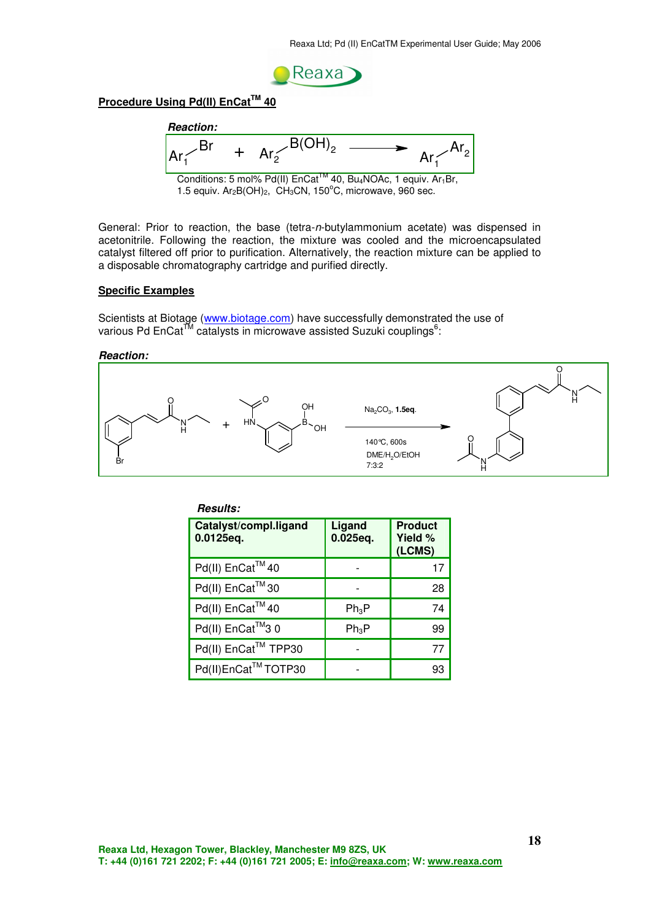## Procedure Using Pd(II) EnCat™ 40

***Reaction:***

$$Ar_1\text{–}Br + Ar_2\text{–}B(OH)_2 \longrightarrow Ar_1\text{–}Ar_2$$

Conditions: 5 mol% Pd(II) EnCat™ 40, $Bu_4NOAc$, 1 equiv. $Ar_1Br$, 1.5 equiv. $Ar_2B(OH)_2$, $CH_3CN$, 150°C, microwave, 960 sec.

General: Prior to reaction, the base (tetra-*n*-butylammonium acetate) was dispensed in acetonitrile. Following the reaction, the mixture was cooled and the microencapsulated catalyst filtered off prior to purification. Alternatively, the reaction mixture can be applied to a disposable chromatography cartridge and purified directly.

## Specific Examples

Scientists at Biotage (www.biotage.com) have successfully demonstrated the use of various Pd EnCat™ catalysts in microwave assisted Suzuki couplings[6]:

***Reaction:***

$Na_2CO_3$, **1.5eq.**

140°C, 600s

DME/$H_2O$/EtOH 7:3:2

***Results:***

| Catalyst/compl.ligand 0.0125eq. | Ligand 0.025eq. | Product Yield % (LCMS) |
|---|---|---|
| Pd(II) EnCat™ 40 | - | 17 |
| Pd(II) EnCat™ 30 | - | 28 |
| Pd(II) EnCat™ 40 | $Ph_3P$ | 74 |
| Pd(II) EnCat™3 0 | $Ph_3P$ | 99 |
| Pd(II) EnCat™ TPP30 | - | 77 |
| Pd(II)EnCat™ TOTP30 | - | 93 |

**Reaxa Ltd, Hexagon Tower, Blackley, Manchester M9 8ZS, UK**
**T: +44 (0)161 721 2202; F: +44 (0)161 721 2005; E: info@reaxa.com; W: www.reaxa.com**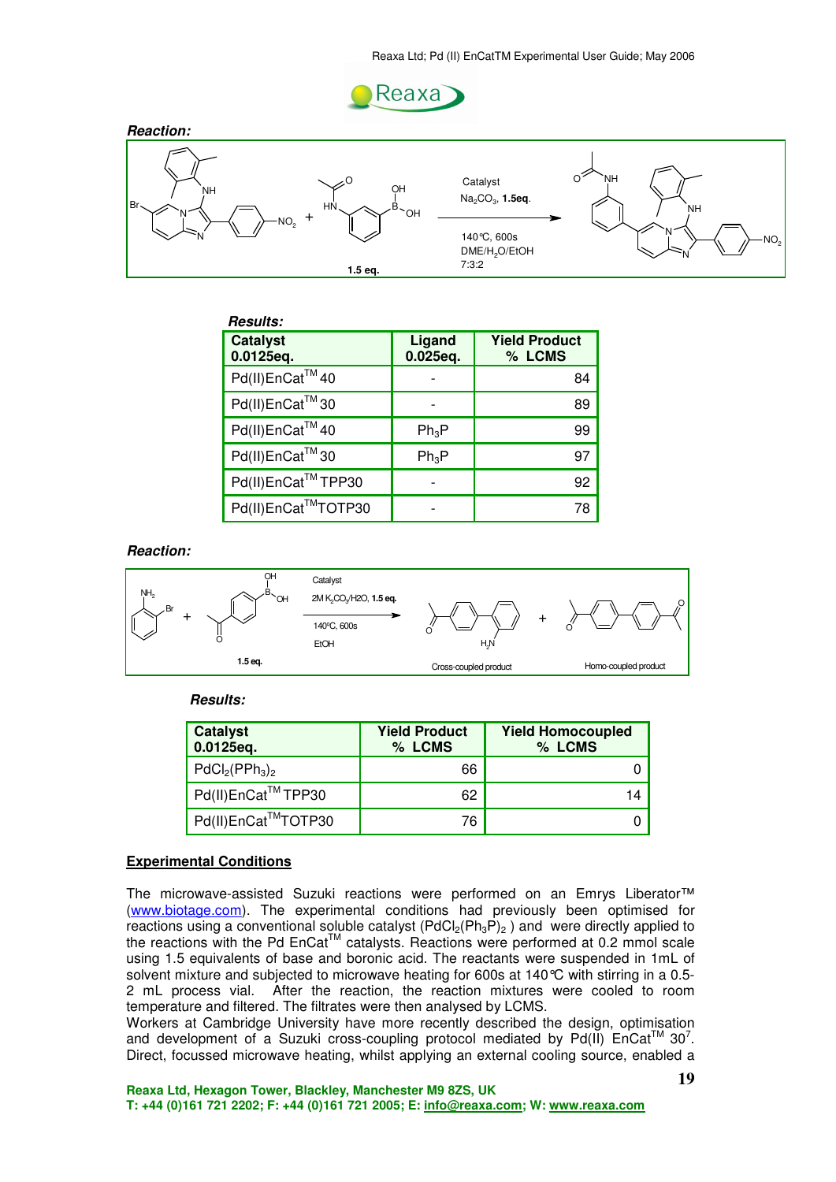***Reaction:***

Catalyst
$Na_2CO_3$, **1.5eq.**
140°C, 600s
DME/$H_2O$/EtOH
7:3:2

**1.5 eq.**

***Results:***

| Catalyst 0.0125eq. | Ligand 0.025eq. | Yield Product % LCMS |
|---|---|---|
| Pd(II)EnCat™ 40 | - | 84 |
| Pd(II)EnCat™ 30 | - | 89 |
| Pd(II)EnCat™ 40 | $Ph_3P$ | 99 |
| Pd(II)EnCat™ 30 | $Ph_3P$ | 97 |
| Pd(II)EnCat™ TPP30 | - | 92 |
| Pd(II)EnCat™TOTP30 | - | 78 |

***Reaction:***

Catalyst
2M $K_2CO_3$/H2O, **1.5 eq.**
140°C, 600s
EtOH

1.5 eq.

Cross-coupled product + Homo-coupled product

***Results:***

| Catalyst 0.0125eq. | Yield Product % LCMS | Yield Homocoupled % LCMS |
|---|---|---|
| $PdCl_2(PPh_3)_2$ | 66 | 0 |
| Pd(II)EnCat™ TPP30 | 62 | 14 |
| Pd(II)EnCat™TOTP30 | 76 | 0 |

**Experimental Conditions**

The microwave-assisted Suzuki reactions were performed on an Emrys Liberator™ (www.biotage.com). The experimental conditions had previously been optimised for reactions using a conventional soluble catalyst ($PdCl_2(Ph_3P)_2$ ) and were directly applied to the reactions with the Pd EnCat™ catalysts. Reactions were performed at 0.2 mmol scale using 1.5 equivalents of base and boronic acid. The reactants were suspended in 1mL of solvent mixture and subjected to microwave heating for 600s at 140°C with stirring in a 0.5-2 mL process vial. After the reaction, the reaction mixtures were cooled to room temperature and filtered. The filtrates were then analysed by LCMS.

Workers at Cambridge University have more recently described the design, optimisation and development of a Suzuki cross-coupling protocol mediated by Pd(II) EnCat™ 30[7]. Direct, focussed microwave heating, whilst applying an external cooling source, enabled a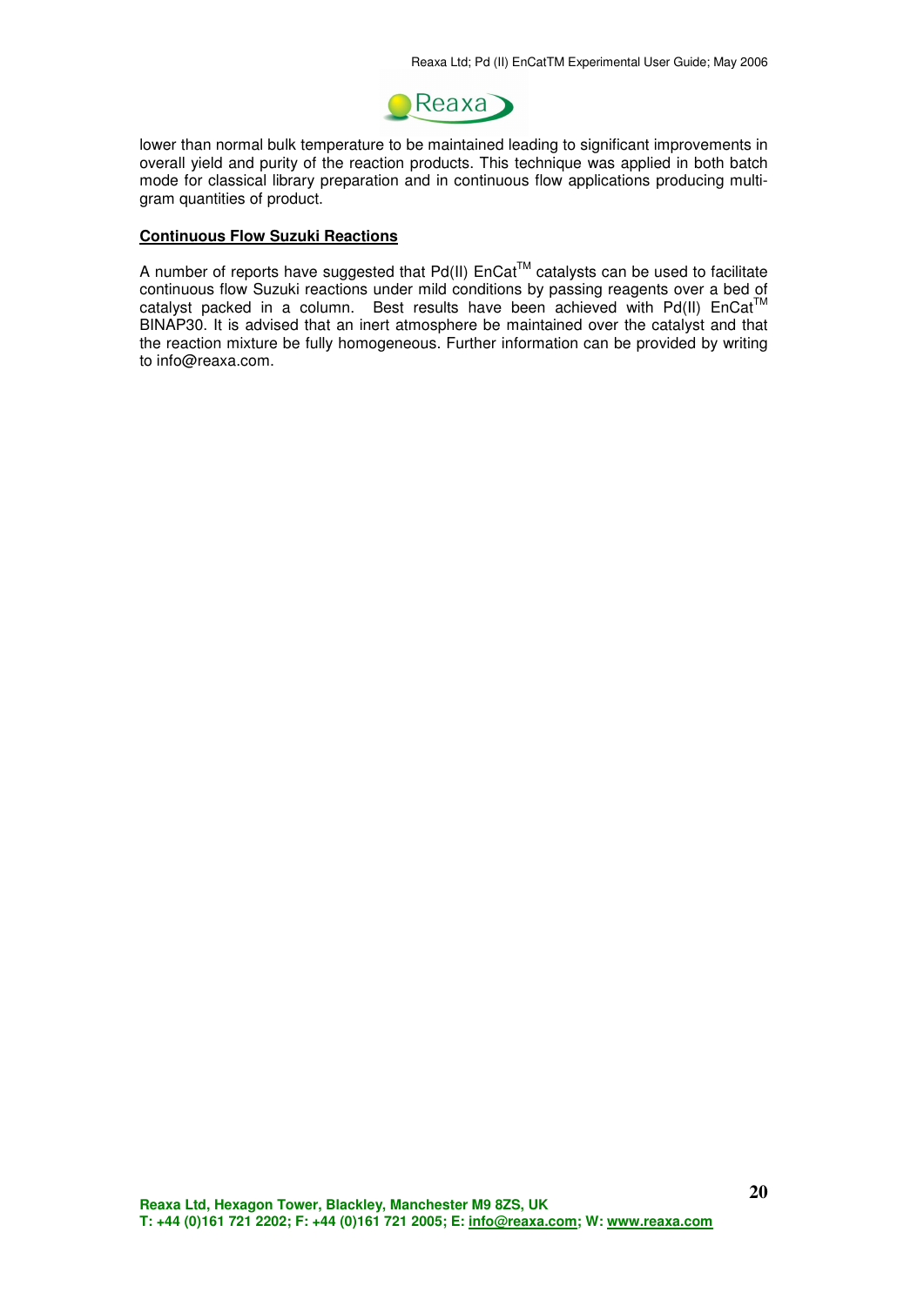lower than normal bulk temperature to be maintained leading to significant improvements in overall yield and purity of the reaction products. This technique was applied in both batch mode for classical library preparation and in continuous flow applications producing multi-gram quantities of product.

**Continuous Flow Suzuki Reactions**

A number of reports have suggested that Pd(II) EnCat™ catalysts can be used to facilitate continuous flow Suzuki reactions under mild conditions by passing reagents over a bed of catalyst packed in a column. Best results have been achieved with Pd(II) EnCat™ BINAP30. It is advised that an inert atmosphere be maintained over the catalyst and that the reaction mixture be fully homogeneous. Further information can be provided by writing to info@reaxa.com.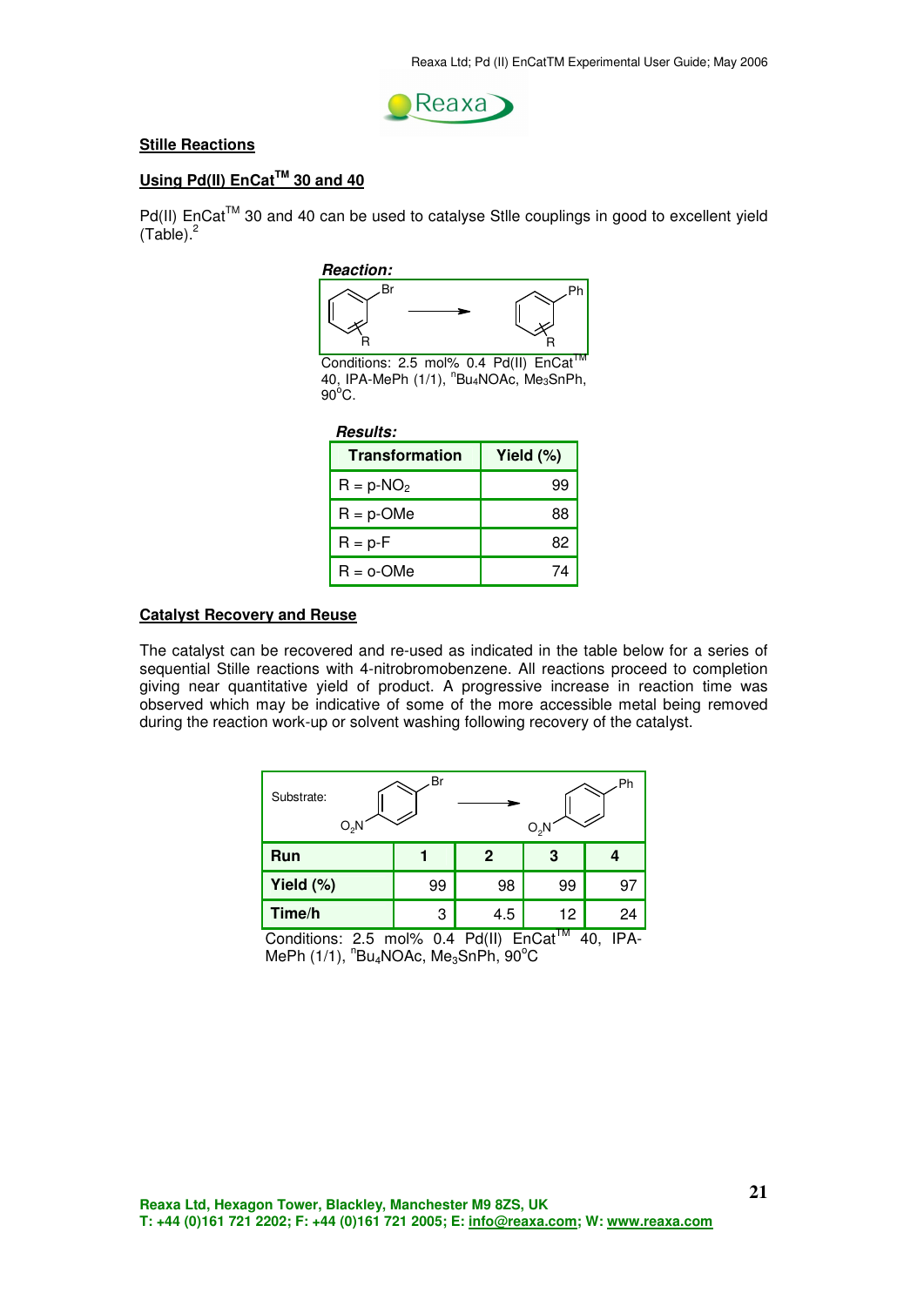## Stille Reactions

### Using Pd(II) EnCat™ 30 and 40

Pd(II) EnCat™ 30 and 40 can be used to catalyse Stlle couplings in good to excellent yield (Table).[2]

***Reaction:***

Conditions: 2.5 mol% 0.4 Pd(II) EnCat™ 40, IPA-MePh (1/1), $^nBu_4NOAc$, $Me_3SnPh$, 90°C.

***Results:***

| Transformation | Yield (%) |
|---|---|
| R = p-$NO_2$ | 99 |
| R = p-OMe | 88 |
| R = p-F | 82 |
| R = o-OMe | 74 |

## Catalyst Recovery and Reuse

The catalyst can be recovered and re-used as indicated in the table below for a series of sequential Stille reactions with 4-nitrobromobenzene. All reactions proceed to completion giving near quantitative yield of product. A progressive increase in reaction time was observed which may be indicative of some of the more accessible metal being removed during the reaction work-up or solvent washing following recovery of the catalyst.

Substrate:

| Run | 1 | 2 | 3 | 4 |
|---|---|---|---|---|
| Yield (%) | 99 | 98 | 99 | 97 |
| Time/h | 3 | 4.5 | 12 | 24 |

Conditions: 2.5 mol% 0.4 Pd(II) EnCat™ 40, IPA-MePh (1/1), $^nBu_4NOAc$, $Me_3SnPh$, 90°C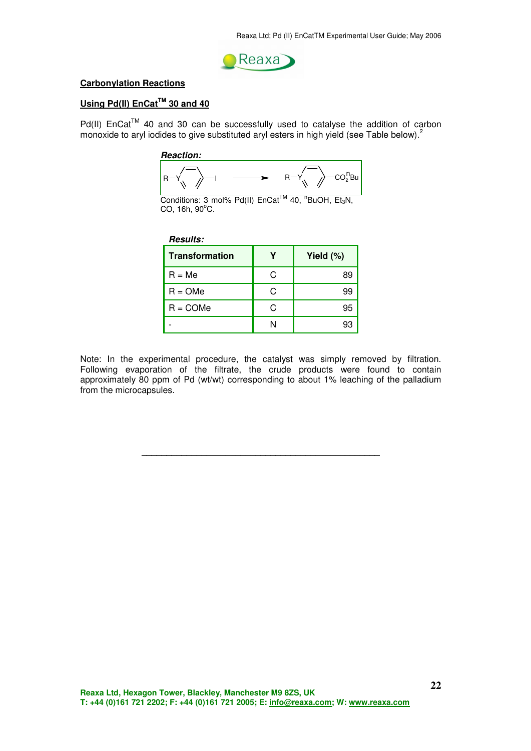## Carbonylation Reactions

### Using Pd(II) EnCat™ 30 and 40

Pd(II) EnCat™ 40 and 30 can be successfully used to catalyse the addition of carbon monoxide to aryl iodides to give substituted aryl esters in high yield (see Table below).[2]

***Reaction:***

R–Y(aryl)–I ⟶ R–Y(aryl)–$CO_2{}^nBu$

Conditions: 3 mol% Pd(II) EnCat™ 40, $^n$BuOH, $Et_3N$, CO, 16h, 90°C.

***Results:***

| Transformation | Y | Yield (%) |
|---|---|---|
| R = Me | C | 89 |
| R = OMe | C | 99 |
| R = COMe | C | 95 |
| - | N | 93 |

Note: In the experimental procedure, the catalyst was simply removed by filtration. Following evaporation of the filtrate, the crude products were found to contain approximately 80 ppm of Pd (wt/wt) corresponding to about 1% leaching of the palladium from the microcapsules.

---

Reaxa Ltd, Hexagon Tower, Blackley, Manchester M9 8ZS, UK
T: +44 (0)161 721 2202; F: +44 (0)161 721 2005; E: info@reaxa.com; W: www.reaxa.com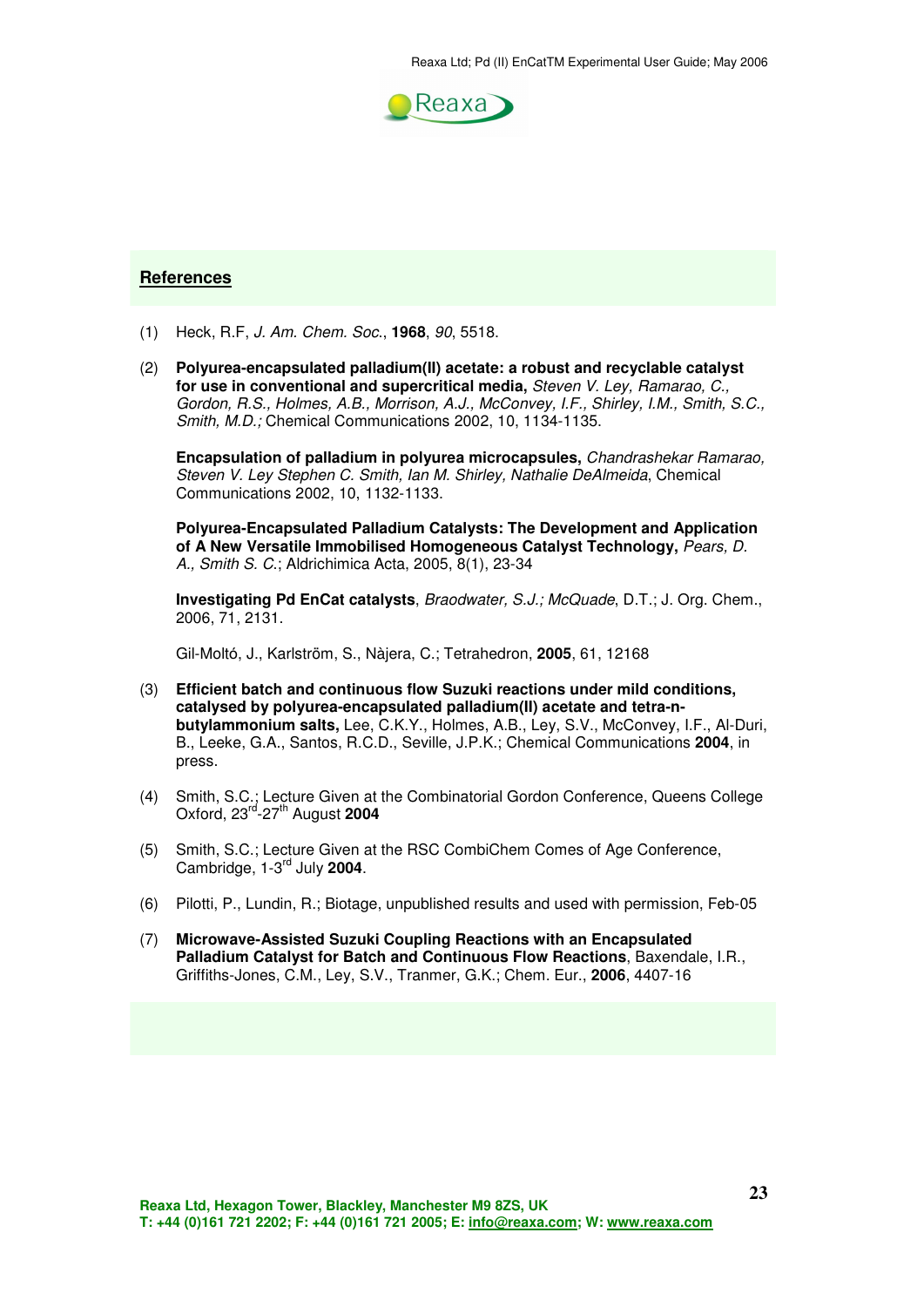## References

(1) Heck, R.F, *J. Am. Chem. Soc.*, **1968**, *90*, 5518.

(2) **Polyurea-encapsulated palladium(II) acetate: a robust and recyclable catalyst for use in conventional and supercritical media,** *Steven V. Ley, Ramarao, C., Gordon, R.S., Holmes, A.B., Morrison, A.J., McConvey, I.F., Shirley, I.M., Smith, S.C., Smith, M.D.;* Chemical Communications 2002, 10, 1134-1135.

**Encapsulation of palladium in polyurea microcapsules,** *Chandrashekar Ramarao, Steven V. Ley Stephen C. Smith, Ian M. Shirley, Nathalie DeAlmeida*, Chemical Communications 2002, 10, 1132-1133.

**Polyurea-Encapsulated Palladium Catalysts: The Development and Application of A New Versatile Immobilised Homogeneous Catalyst Technology,** *Pears, D. A., Smith S. C.*; Aldrichimica Acta, 2005, 8(1), 23-34

**Investigating Pd EnCat catalysts**, *Braodwater, S.J.; McQuade*, D.T.; J. Org. Chem., 2006, 71, 2131.

Gil-Moltó, J., Karlströ̃m, S., Nàjera, C.; Tetrahedron, **2005**, 61, 12168

(3) **Efficient batch and continuous flow Suzuki reactions under mild conditions, catalysed by polyurea-encapsulated palladium(II) acetate and tetra-n-butylammonium salts,** Lee, C.K.Y., Holmes, A.B., Ley, S.V., McConvey, I.F., Al-Duri, B., Leeke, G.A., Santos, R.C.D., Seville, J.P.K.; Chemical Communications **2004**, in press.

(4) Smith, S.C.; Lecture Given at the Combinatorial Gordon Conference, Queens College Oxford, 23rd-27th August **2004**

(5) Smith, S.C.; Lecture Given at the RSC CombiChem Comes of Age Conference, Cambridge, 1-3rd July **2004**.

(6) Pilotti, P., Lundin, R.; Biotage, unpublished results and used with permission, Feb-05

(7) **Microwave-Assisted Suzuki Coupling Reactions with an Encapsulated Palladium Catalyst for Batch and Continuous Flow Reactions**, Baxendale, I.R., Griffiths-Jones, C.M., Ley, S.V., Tranmer, G.K.; Chem. Eur., **2006**, 4407-16

**Reaxa Ltd, Hexagon Tower, Blackley, Manchester M9 8ZS, UK**
**T: +44 (0)161 721 2202; F: +44 (0)161 721 2005; E: info@reaxa.com; W: www.reaxa.com**